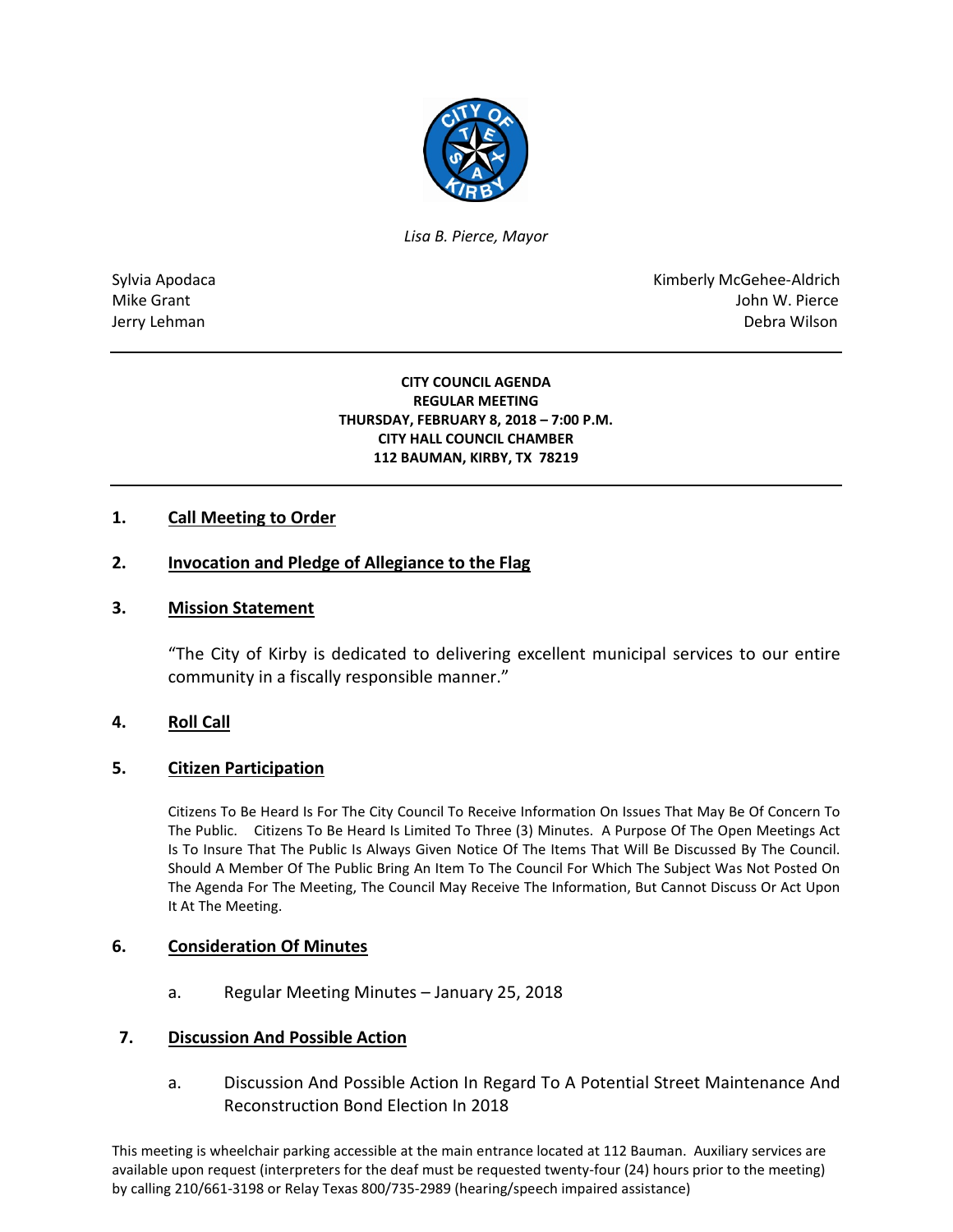*Lisa B. Pierce, Mayor*

Sylvia Apodaca
Mike Grant
Jerry Lehman

Kimberly McGehee-Aldrich
John W. Pierce
Debra Wilson

**CITY COUNCIL AGENDA**
**REGULAR MEETING**
**THURSDAY, FEBRUARY 8, 2018 – 7:00 P.M.**
**CITY HALL COUNCIL CHAMBER**
**112 BAUMAN, KIRBY, TX 78219**

## 1. Call Meeting to Order

## 2. Invocation and Pledge of Allegiance to the Flag

## 3. Mission Statement

"The City of Kirby is dedicated to delivering excellent municipal services to our entire community in a fiscally responsible manner."

## 4. Roll Call

## 5. Citizen Participation

Citizens To Be Heard Is For The City Council To Receive Information On Issues That May Be Of Concern To The Public. Citizens To Be Heard Is Limited To Three (3) Minutes. A Purpose Of The Open Meetings Act Is To Insure That The Public Is Always Given Notice Of The Items That Will Be Discussed By The Council. Should A Member Of The Public Bring An Item To The Council For Which The Subject Was Not Posted On The Agenda For The Meeting, The Council May Receive The Information, But Cannot Discuss Or Act Upon It At The Meeting.

## 6. Consideration Of Minutes

a. Regular Meeting Minutes – January 25, 2018

## 7. Discussion And Possible Action

a. Discussion And Possible Action In Regard To A Potential Street Maintenance And Reconstruction Bond Election In 2018

This meeting is wheelchair parking accessible at the main entrance located at 112 Bauman. Auxiliary services are available upon request (interpreters for the deaf must be requested twenty-four (24) hours prior to the meeting) by calling 210/661-3198 or Relay Texas 800/735-2989 (hearing/speech impaired assistance)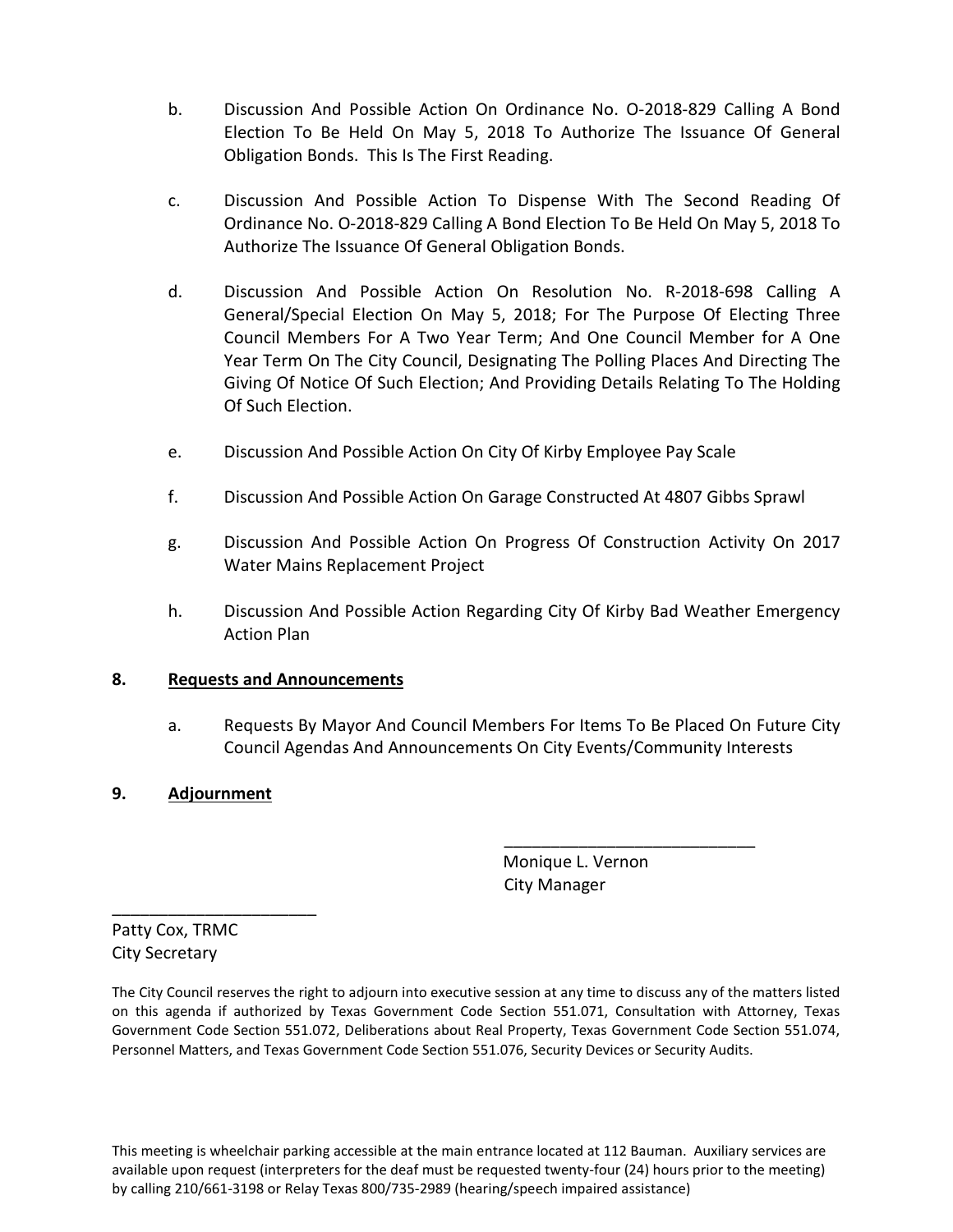b. Discussion And Possible Action On Ordinance No. O-2018-829 Calling A Bond Election To Be Held On May 5, 2018 To Authorize The Issuance Of General Obligation Bonds. This Is The First Reading.

c. Discussion And Possible Action To Dispense With The Second Reading Of Ordinance No. O-2018-829 Calling A Bond Election To Be Held On May 5, 2018 To Authorize The Issuance Of General Obligation Bonds.

d. Discussion And Possible Action On Resolution No. R-2018-698 Calling A General/Special Election On May 5, 2018; For The Purpose Of Electing Three Council Members For A Two Year Term; And One Council Member for A One Year Term On The City Council, Designating The Polling Places And Directing The Giving Of Notice Of Such Election; And Providing Details Relating To The Holding Of Such Election.

e. Discussion And Possible Action On City Of Kirby Employee Pay Scale

f. Discussion And Possible Action On Garage Constructed At 4807 Gibbs Sprawl

g. Discussion And Possible Action On Progress Of Construction Activity On 2017 Water Mains Replacement Project

h. Discussion And Possible Action Regarding City Of Kirby Bad Weather Emergency Action Plan

**8. Requests and Announcements**

a. Requests By Mayor And Council Members For Items To Be Placed On Future City Council Agendas And Announcements On City Events/Community Interests

**9. Adjournment**

___________________________
Monique L. Vernon
City Manager

______________________
Patty Cox, TRMC
City Secretary

The City Council reserves the right to adjourn into executive session at any time to discuss any of the matters listed on this agenda if authorized by Texas Government Code Section 551.071, Consultation with Attorney, Texas Government Code Section 551.072, Deliberations about Real Property, Texas Government Code Section 551.074, Personnel Matters, and Texas Government Code Section 551.076, Security Devices or Security Audits.

This meeting is wheelchair parking accessible at the main entrance located at 112 Bauman. Auxiliary services are available upon request (interpreters for the deaf must be requested twenty-four (24) hours prior to the meeting) by calling 210/661-3198 or Relay Texas 800/735-2989 (hearing/speech impaired assistance)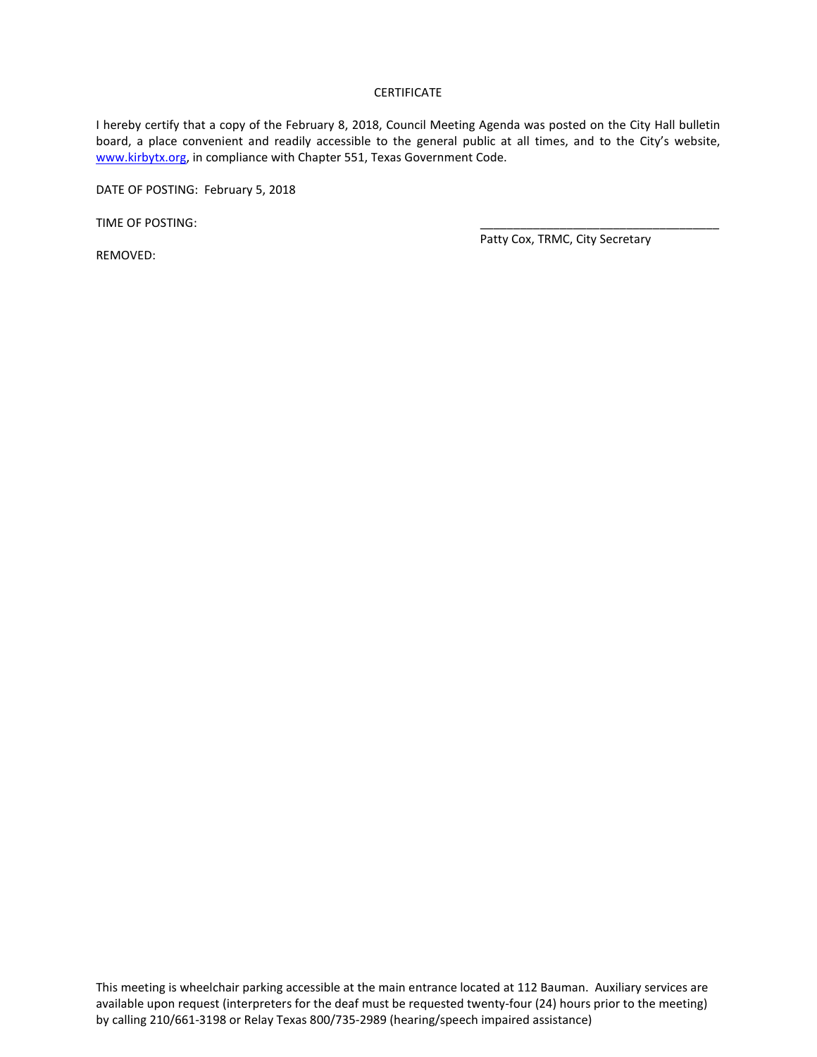CERTIFICATE

I hereby certify that a copy of the February 8, 2018, Council Meeting Agenda was posted on the City Hall bulletin board, a place convenient and readily accessible to the general public at all times, and to the City's website, [www.kirbytx.org](www.kirbytx.org), in compliance with Chapter 551, Texas Government Code.

DATE OF POSTING: February 5, 2018

TIME OF POSTING:

\_\_\_\_\_\_\_\_\_\_\_\_\_\_\_\_\_\_\_\_\_\_\_\_\_\_\_\_\_\_\_\_\_\_\_\_
Patty Cox, TRMC, City Secretary

REMOVED:

This meeting is wheelchair parking accessible at the main entrance located at 112 Bauman. Auxiliary services are available upon request (interpreters for the deaf must be requested twenty-four (24) hours prior to the meeting) by calling 210/661-3198 or Relay Texas 800/735-2989 (hearing/speech impaired assistance)